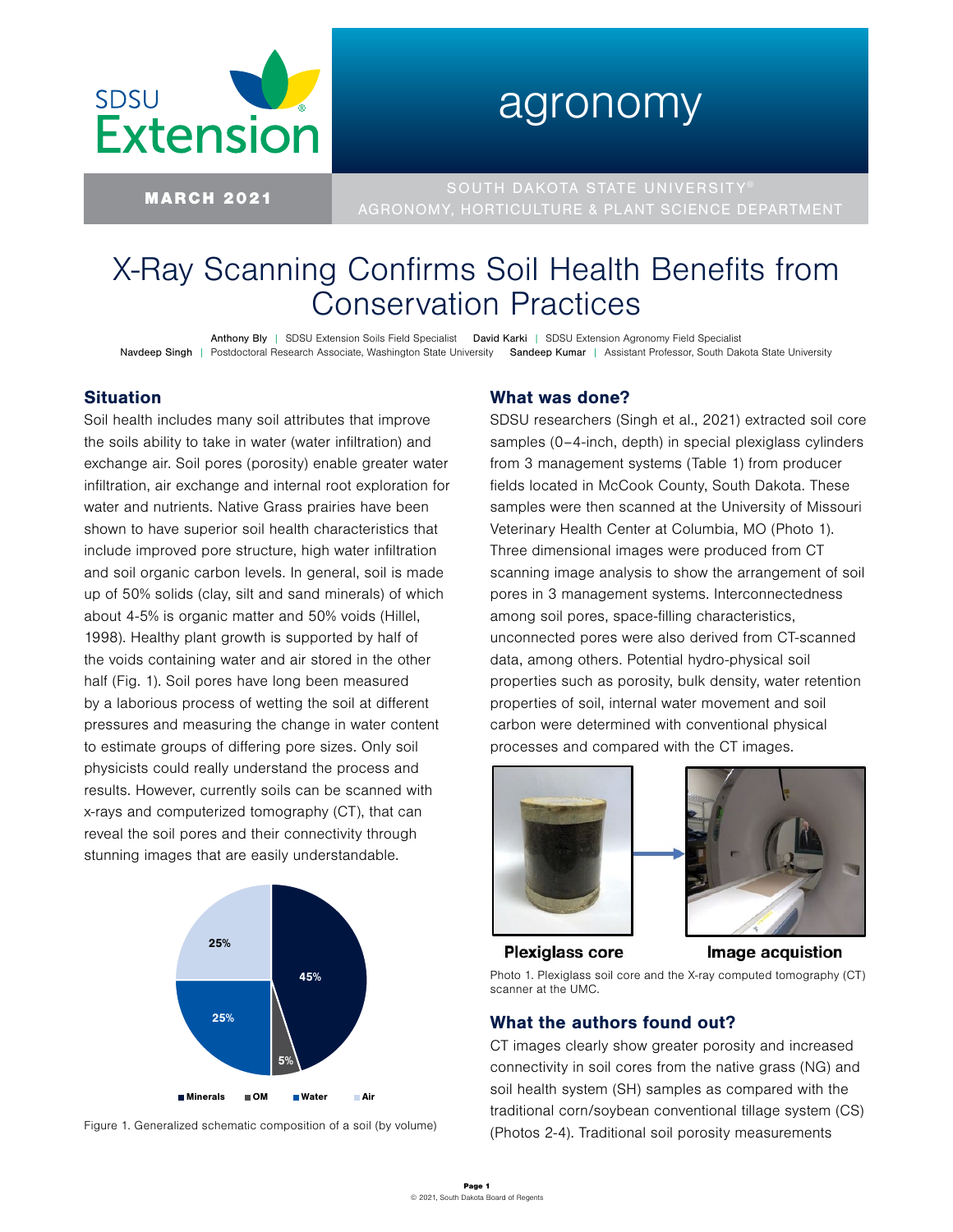# X-Ray Scanning Confirms Soil Health Benefits from Conservation Practices

**MARCH 2021**

SOUTH DAKOTA STATE UNIVERSITY®
AGRONOMY, HORTICULTURE & PLANT SCIENCE DEPARTMENT

**Anthony Bly** | SDSU Extension Soils Field Specialist **David Karki** | SDSU Extension Agronomy Field Specialist
**Navdeep Singh** | Postdoctoral Research Associate, Washington State University **Sandeep Kumar** | Assistant Professor, South Dakota State University

## Situation

Soil health includes many soil attributes that improve the soils ability to take in water (water infiltration) and exchange air. Soil pores (porosity) enable greater water infiltration, air exchange and internal root exploration for water and nutrients. Native Grass prairies have been shown to have superior soil health characteristics that include improved pore structure, high water infiltration and soil organic carbon levels. In general, soil is made up of 50% solids (clay, silt and sand minerals) of which about 4-5% is organic matter and 50% voids (Hillel, 1998). Healthy plant growth is supported by half of the voids containing water and air stored in the other half (Fig. 1). Soil pores have long been measured by a laborious process of wetting the soil at different pressures and measuring the change in water content to estimate groups of differing pore sizes. Only soil physicists could really understand the process and results. However, currently soils can be scanned with x-rays and computerized tomography (CT), that can reveal the soil pores and their connectivity through stunning images that are easily understandable.

Minerals 45% | OM 5% | Water 25% | Air 25%

Figure 1. Generalized schematic composition of a soil (by volume)

## What was done?

SDSU researchers (Singh et al., 2021) extracted soil core samples (0–4-inch, depth) in special plexiglass cylinders from 3 management systems (Table 1) from producer fields located in McCook County, South Dakota. These samples were then scanned at the University of Missouri Veterinary Health Center at Columbia, MO (Photo 1). Three dimensional images were produced from CT scanning image analysis to show the arrangement of soil pores in 3 management systems. Interconnectedness among soil pores, space-filling characteristics, unconnected pores were also derived from CT-scanned data, among others. Potential hydro-physical soil properties such as porosity, bulk density, water retention properties of soil, internal water movement and soil carbon were determined with conventional physical processes and compared with the CT images.

Plexiglass core | Image acquistion

Photo 1. Plexiglass soil core and the X-ray computed tomography (CT) scanner at the UMC.

## What the authors found out?

CT images clearly show greater porosity and increased connectivity in soil cores from the native grass (NG) and soil health system (SH) samples as compared with the traditional corn/soybean conventional tillage system (CS) (Photos 2-4). Traditional soil porosity measurements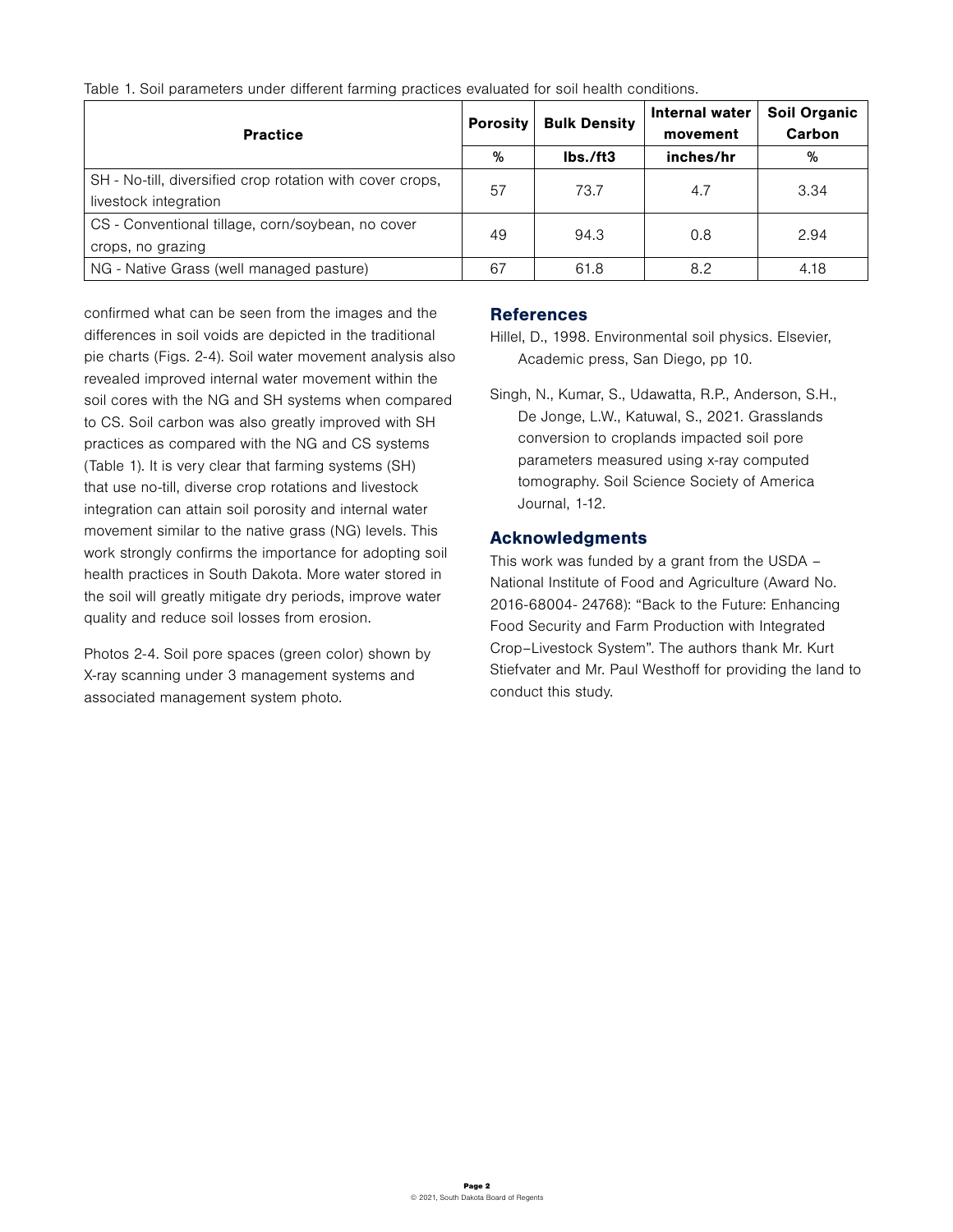Table 1. Soil parameters under different farming practices evaluated for soil health conditions.

| Practice | Porosity | Bulk Density | Internal water movement | Soil Organic Carbon |
|---|---|---|---|---|
| | % | lbs./ft3 | inches/hr | % |
| SH - No-till, diversified crop rotation with cover crops, livestock integration | 57 | 73.7 | 4.7 | 3.34 |
| CS - Conventional tillage, corn/soybean, no cover crops, no grazing | 49 | 94.3 | 0.8 | 2.94 |
| NG - Native Grass (well managed pasture) | 67 | 61.8 | 8.2 | 4.18 |

confirmed what can be seen from the images and the differences in soil voids are depicted in the traditional pie charts (Figs. 2-4). Soil water movement analysis also revealed improved internal water movement within the soil cores with the NG and SH systems when compared to CS. Soil carbon was also greatly improved with SH practices as compared with the NG and CS systems (Table 1). It is very clear that farming systems (SH) that use no-till, diverse crop rotations and livestock integration can attain soil porosity and internal water movement similar to the native grass (NG) levels. This work strongly confirms the importance for adopting soil health practices in South Dakota. More water stored in the soil will greatly mitigate dry periods, improve water quality and reduce soil losses from erosion.

Photos 2-4. Soil pore spaces (green color) shown by X-ray scanning under 3 management systems and associated management system photo.

## References

Hillel, D., 1998. Environmental soil physics. Elsevier, Academic press, San Diego, pp 10.

Singh, N., Kumar, S., Udawatta, R.P., Anderson, S.H., De Jonge, L.W., Katuwal, S., 2021. Grasslands conversion to croplands impacted soil pore parameters measured using x-ray computed tomography. Soil Science Society of America Journal, 1-12.

## Acknowledgments

This work was funded by a grant from the USDA – National Institute of Food and Agriculture (Award No. 2016-68004- 24768): "Back to the Future: Enhancing Food Security and Farm Production with Integrated Crop–Livestock System". The authors thank Mr. Kurt Stiefvater and Mr. Paul Westhoff for providing the land to conduct this study.

© 2021, South Dakota Board of Regents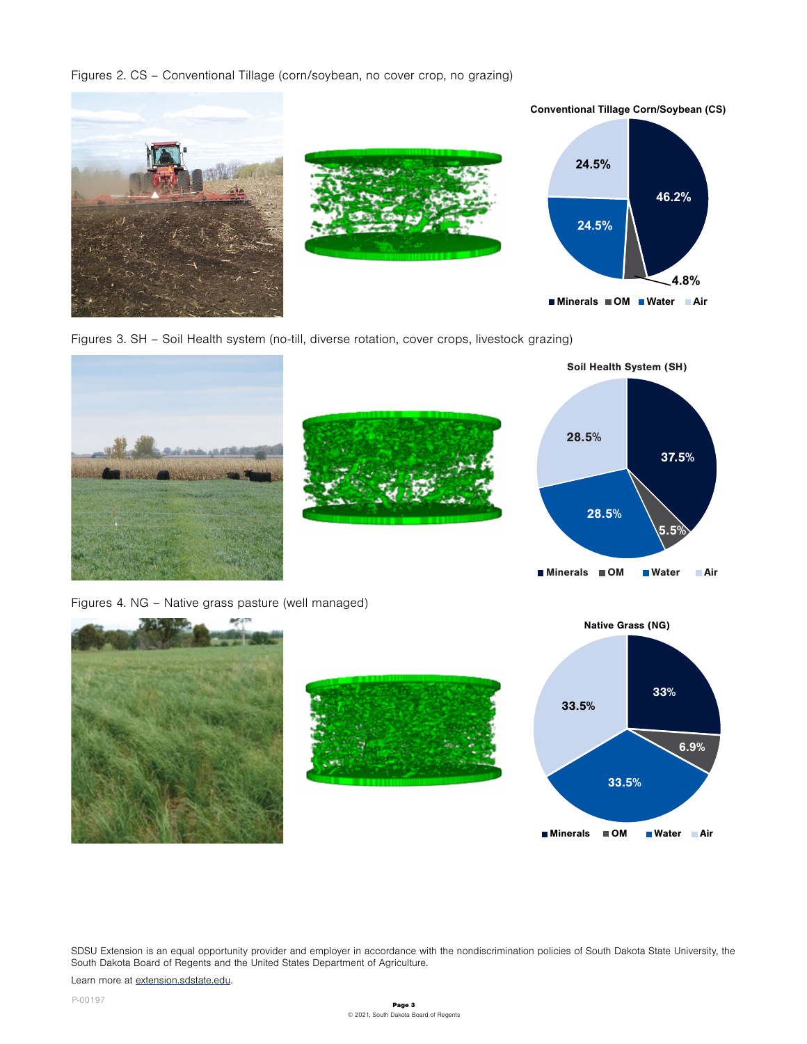Figures 2. CS – Conventional Tillage (corn/soybean, no cover crop, no grazing)

Conventional Tillage Corn/Soybean (CS)

24.5%
46.2%
24.5%
4.8%

Minerals OM Water Air

Figures 3. SH – Soil Health system (no-till, diverse rotation, cover crops, livestock grazing)

Soil Health System (SH)

28.5%
37.5%
28.5%
5.5%

Minerals OM Water Air

Figures 4. NG – Native grass pasture (well managed)

Native Grass (NG)

33.5%
33%
6.9%
33.5%

Minerals OM Water Air

SDSU Extension is an equal opportunity provider and employer in accordance with the nondiscrimination policies of South Dakota State University, the South Dakota Board of Regents and the United States Department of Agriculture.

Learn more at extension.sdstate.edu.

P-00197

© 2021, South Dakota Board of Regents